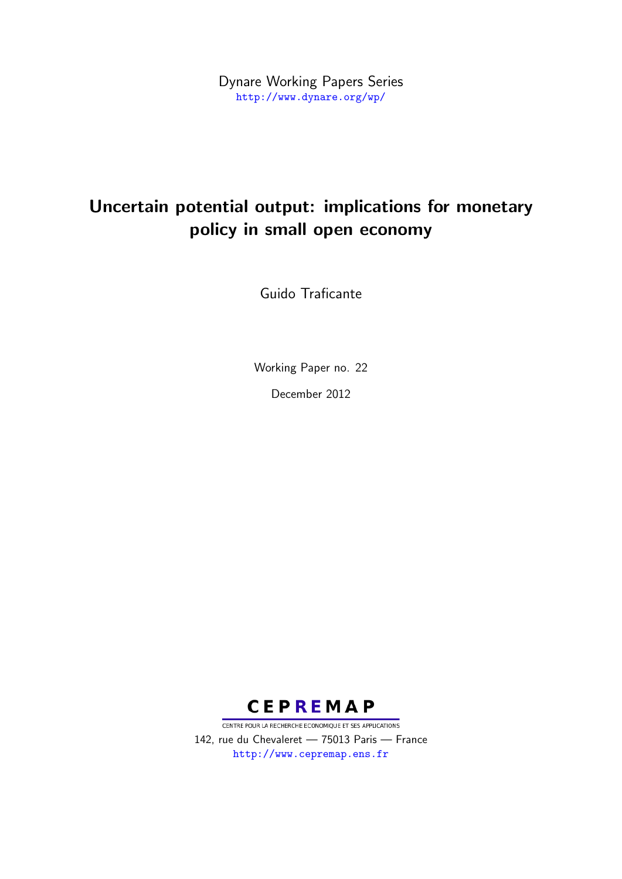Dynare Working Papers Series

http://www.dynare.org/wp/

# Uncertain potential output: implications for monetary policy in small open economy

Guido Traficante

Working Paper no. 22

December 2012

**CEPREMAP**

CENTRE POUR LA RECHERCHE ECONOMIQUE ET SES APPLICATIONS

142, rue du Chevaleret — 75013 Paris — France

http://www.cepremap.ens.fr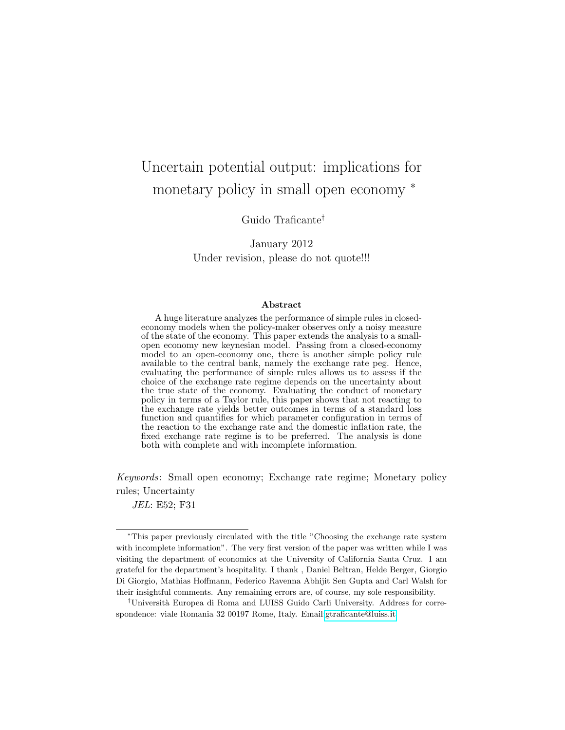# Uncertain potential output: implications for monetary policy in small open economy *

Guido Traficante†

January 2012

Under revision, please do not quote!!!

**Abstract**

A huge literature analyzes the performance of simple rules in closed-economy models when the policy-maker observes only a noisy measure of the state of the economy. This paper extends the analysis to a small-open economy new keynesian model. Passing from a closed-economy model to an open-economy one, there is another simple policy rule available to the central bank, namely the exchange rate peg. Hence, evaluating the performance of simple rules allows us to assess if the choice of the exchange rate regime depends on the uncertainty about the true state of the economy. Evaluating the conduct of monetary policy in terms of a Taylor rule, this paper shows that not reacting to the exchange rate yields better outcomes in terms of a standard loss function and quantifies for which parameter configuration in terms of the reaction to the exchange rate and the domestic inflation rate, the fixed exchange rate regime is to be preferred. The analysis is done both with complete and with incomplete information.

*Keywords*: Small open economy; Exchange rate regime; Monetary policy rules; Uncertainty

*JEL*: E52; F31

---

*This paper previously circulated with the title "Choosing the exchange rate system with incomplete information". The very first version of the paper was written while I was visiting the department of economics at the University of California Santa Cruz. I am grateful for the department's hospitality. I thank , Daniel Beltran, Helde Berger, Giorgio Di Giorgio, Mathias Hoffmann, Federico Ravenna Abhijit Sen Gupta and Carl Walsh for their insightful comments. Any remaining errors are, of course, my sole responsibility.

†Università Europea di Roma and LUISS Guido Carli University. Address for correspondence: viale Romania 32 00197 Rome, Italy. Email gtraficante@luiss.it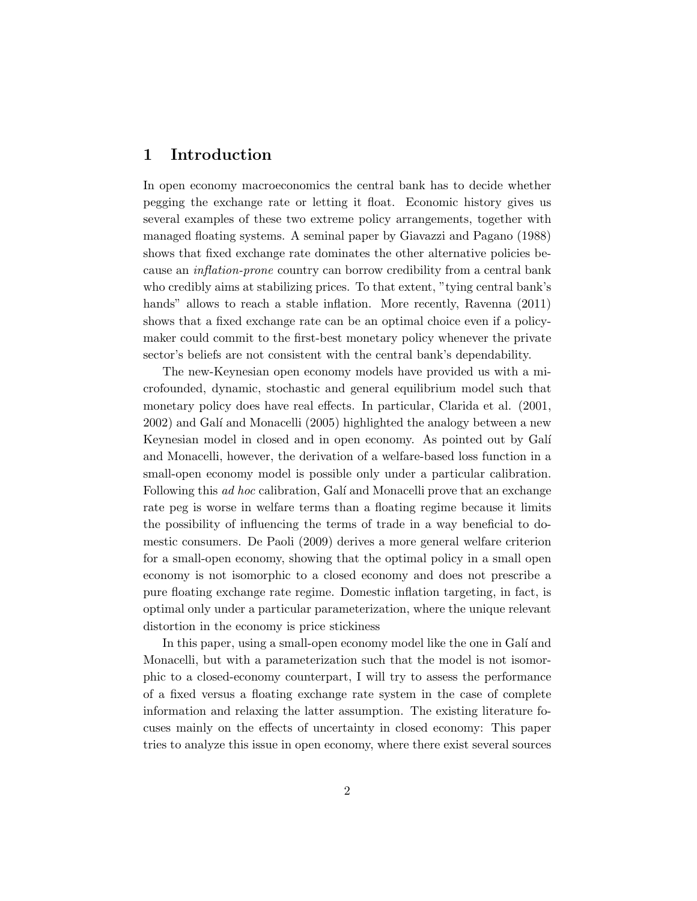# 1 Introduction

In open economy macroeconomics the central bank has to decide whether pegging the exchange rate or letting it float. Economic history gives us several examples of these two extreme policy arrangements, together with managed floating systems. A seminal paper by Giavazzi and Pagano (1988) shows that fixed exchange rate dominates the other alternative policies because an *inflation-prone* country can borrow credibility from a central bank who credibly aims at stabilizing prices. To that extent, "tying central bank's hands" allows to reach a stable inflation. More recently, Ravenna (2011) shows that a fixed exchange rate can be an optimal choice even if a policymaker could commit to the first-best monetary policy whenever the private sector's beliefs are not consistent with the central bank's dependability.

The new-Keynesian open economy models have provided us with a microfounded, dynamic, stochastic and general equilibrium model such that monetary policy does have real effects. In particular, Clarida et al. (2001, 2002) and Galí and Monacelli (2005) highlighted the analogy between a new Keynesian model in closed and in open economy. As pointed out by Galí and Monacelli, however, the derivation of a welfare-based loss function in a small-open economy model is possible only under a particular calibration. Following this *ad hoc* calibration, Galí and Monacelli prove that an exchange rate peg is worse in welfare terms than a floating regime because it limits the possibility of influencing the terms of trade in a way beneficial to domestic consumers. De Paoli (2009) derives a more general welfare criterion for a small-open economy, showing that the optimal policy in a small open economy is not isomorphic to a closed economy and does not prescribe a pure floating exchange rate regime. Domestic inflation targeting, in fact, is optimal only under a particular parameterization, where the unique relevant distortion in the economy is price stickiness

In this paper, using a small-open economy model like the one in Galí and Monacelli, but with a parameterization such that the model is not isomorphic to a closed-economy counterpart, I will try to assess the performance of a fixed versus a floating exchange rate system in the case of complete information and relaxing the latter assumption. The existing literature focuses mainly on the effects of uncertainty in closed economy: This paper tries to analyze this issue in open economy, where there exist several sources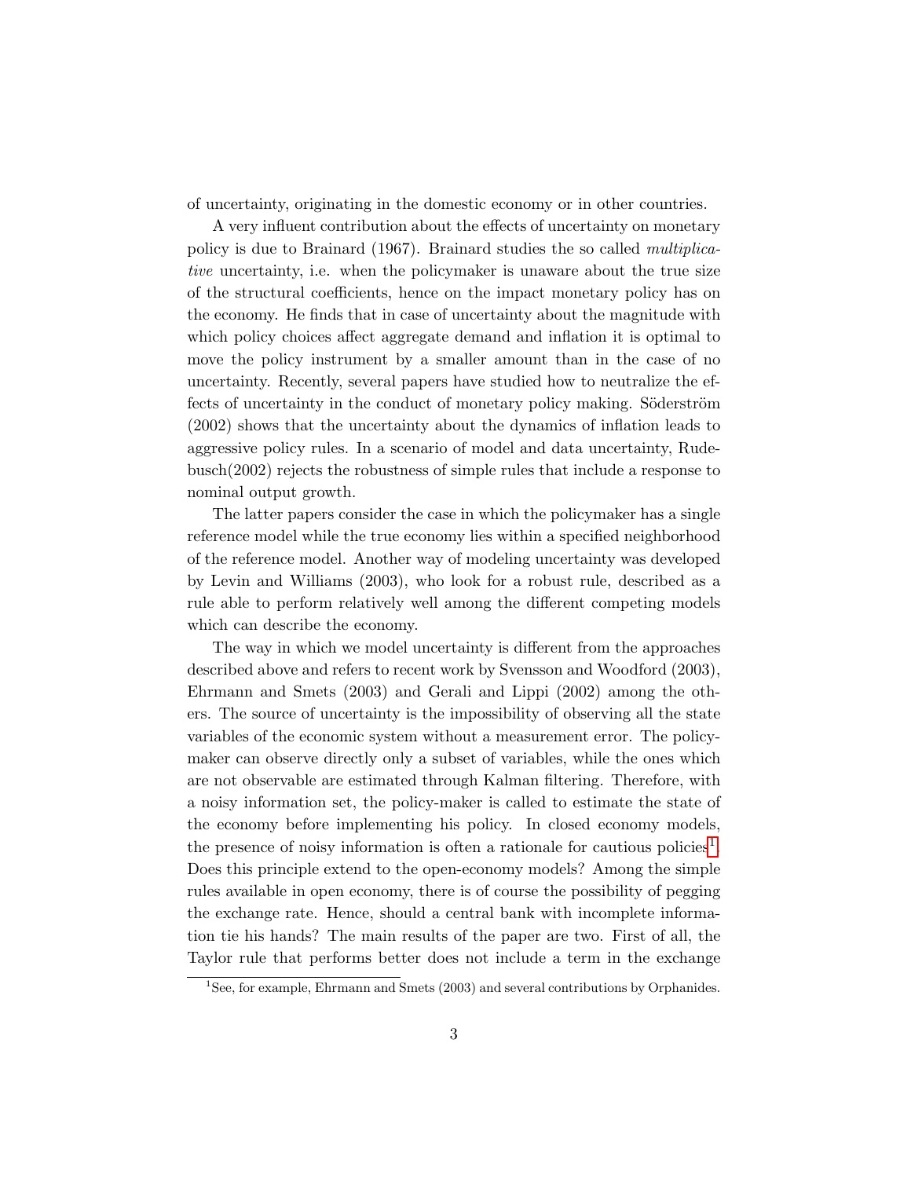of uncertainty, originating in the domestic economy or in other countries.

A very influent contribution about the effects of uncertainty on monetary policy is due to Brainard (1967). Brainard studies the so called *multiplicative* uncertainty, i.e. when the policymaker is unaware about the true size of the structural coefficients, hence on the impact monetary policy has on the economy. He finds that in case of uncertainty about the magnitude with which policy choices affect aggregate demand and inflation it is optimal to move the policy instrument by a smaller amount than in the case of no uncertainty. Recently, several papers have studied how to neutralize the effects of uncertainty in the conduct of monetary policy making. Söderström (2002) shows that the uncertainty about the dynamics of inflation leads to aggressive policy rules. In a scenario of model and data uncertainty, Rudebusch(2002) rejects the robustness of simple rules that include a response to nominal output growth.

The latter papers consider the case in which the policymaker has a single reference model while the true economy lies within a specified neighborhood of the reference model. Another way of modeling uncertainty was developed by Levin and Williams (2003), who look for a robust rule, described as a rule able to perform relatively well among the different competing models which can describe the economy.

The way in which we model uncertainty is different from the approaches described above and refers to recent work by Svensson and Woodford (2003), Ehrmann and Smets (2003) and Gerali and Lippi (2002) among the others. The source of uncertainty is the impossibility of observing all the state variables of the economic system without a measurement error. The policymaker can observe directly only a subset of variables, while the ones which are not observable are estimated through Kalman filtering. Therefore, with a noisy information set, the policy-maker is called to estimate the state of the economy before implementing his policy. In closed economy models, the presence of noisy information is often a rationale for cautious policies[1]. Does this principle extend to the open-economy models? Among the simple rules available in open economy, there is of course the possibility of pegging the exchange rate. Hence, should a central bank with incomplete information tie his hands? The main results of the paper are two. First of all, the Taylor rule that performs better does not include a term in the exchange

[1] See, for example, Ehrmann and Smets (2003) and several contributions by Orphanides.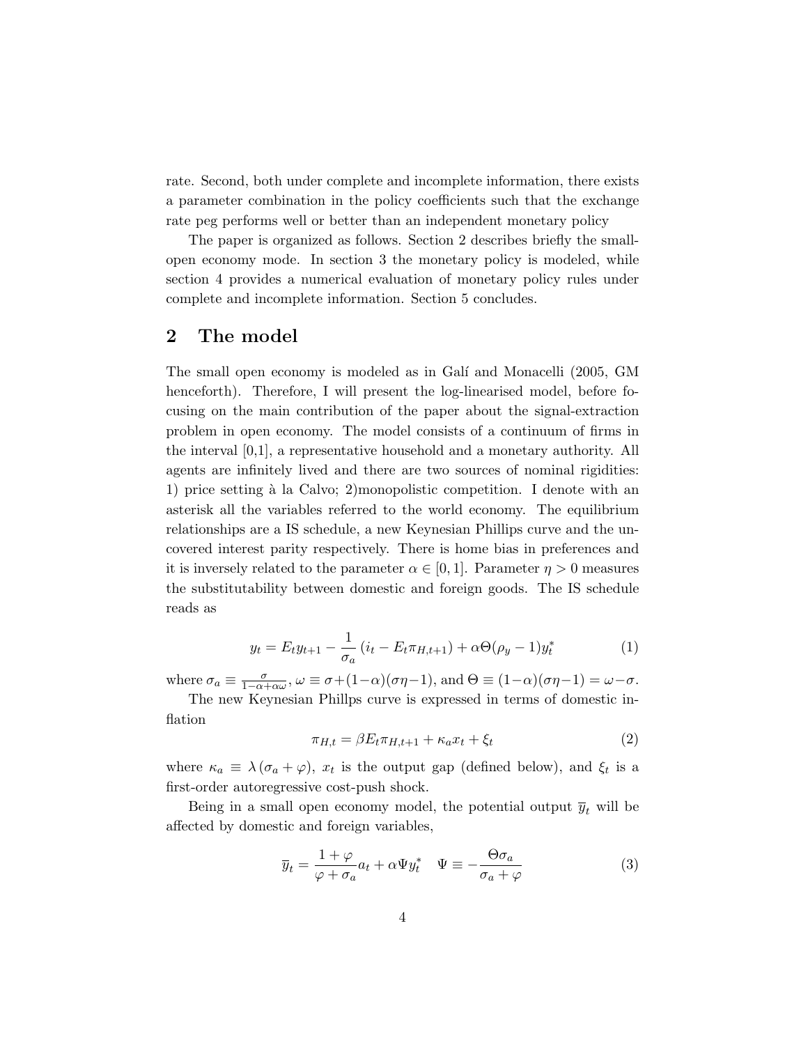rate. Second, both under complete and incomplete information, there exists a parameter combination in the policy coefficients such that the exchange rate peg performs well or better than an independent monetary policy

The paper is organized as follows. Section 2 describes briefly the small-open economy mode. In section 3 the monetary policy is modeled, while section 4 provides a numerical evaluation of monetary policy rules under complete and incomplete information. Section 5 concludes.

## 2 The model

The small open economy is modeled as in Galí and Monacelli (2005, GM henceforth). Therefore, I will present the log-linearised model, before focusing on the main contribution of the paper about the signal-extraction problem in open economy. The model consists of a continuum of firms in the interval [0,1], a representative household and a monetary authority. All agents are infinitely lived and there are two sources of nominal rigidities: 1) price setting à la Calvo; 2)monopolistic competition. I denote with an asterisk all the variables referred to the world economy. The equilibrium relationships are a IS schedule, a new Keynesian Phillips curve and the uncovered interest parity respectively. There is home bias in preferences and it is inversely related to the parameter $\alpha \in [0, 1]$. Parameter $\eta > 0$ measures the substitutability between domestic and foreign goods. The IS schedule reads as

$$y_t = E_t y_{t+1} - \frac{1}{\sigma_a}\left(i_t - E_t \pi_{H,t+1}\right) + \alpha\Theta(\rho_y - 1)y_t^* \tag{1}$$

where $\sigma_a \equiv \frac{\sigma}{1-\alpha+\alpha\omega}$, $\omega \equiv \sigma+(1-\alpha)(\sigma\eta-1)$, and $\Theta \equiv (1-\alpha)(\sigma\eta-1) = \omega-\sigma$.

The new Keynesian Phillps curve is expressed in terms of domestic inflation

$$\pi_{H,t} = \beta E_t \pi_{H,t+1} + \kappa_a x_t + \xi_t \tag{2}$$

where $\kappa_a \equiv \lambda(\sigma_a + \varphi)$, $x_t$ is the output gap (defined below), and $\xi_t$ is a first-order autoregressive cost-push shock.

Being in a small open economy model, the potential output $\overline{y}_t$ will be affected by domestic and foreign variables,

$$\overline{y}_t = \frac{1+\varphi}{\varphi+\sigma_a}a_t + \alpha\Psi y_t^* \quad \Psi \equiv -\frac{\Theta\sigma_a}{\sigma_a+\varphi} \tag{3}$$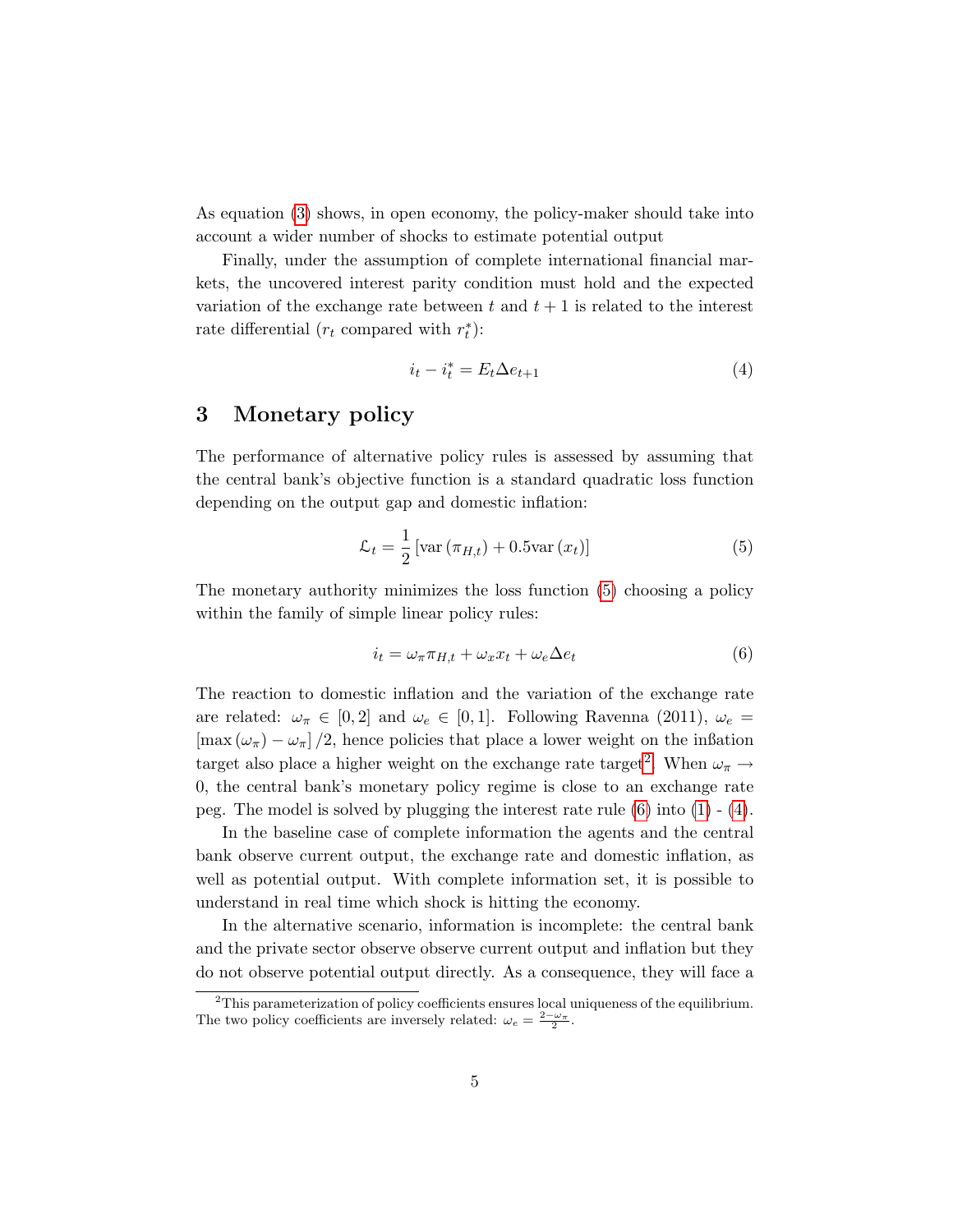As equation (3) shows, in open economy, the policy-maker should take into account a wider number of shocks to estimate potential output

Finally, under the assumption of complete international financial markets, the uncovered interest parity condition must hold and the expected variation of the exchange rate between $t$ and $t+1$ is related to the interest rate differential ($r_t$ compared with $r_t^*$):

$$i_t - i_t^* = E_t \Delta e_{t+1} \tag{4}$$

## 3 Monetary policy

The performance of alternative policy rules is assessed by assuming that the central bank's objective function is a standard quadratic loss function depending on the output gap and domestic inflation:

$$\mathcal{L}_t = \frac{1}{2} \left[ \text{var}\left(\pi_{H,t}\right) + 0.5\text{var}\left(x_t\right) \right] \tag{5}$$

The monetary authority minimizes the loss function (5) choosing a policy within the family of simple linear policy rules:

$$i_t = \omega_\pi \pi_{H,t} + \omega_x x_t + \omega_e \Delta e_t \tag{6}$$

The reaction to domestic inflation and the variation of the exchange rate are related: $\omega_\pi \in [0,2]$ and $\omega_e \in [0,1]$. Following Ravenna (2011), $\omega_e = \left[\max\left(\omega_\pi\right) - \omega_\pi\right]/2$, hence policies that place a lower weight on the inflation target also place a higher weight on the exchange rate target[2]. When $\omega_\pi \to 0$, the central bank's monetary policy regime is close to an exchange rate peg. The model is solved by plugging the interest rate rule (6) into (1) - (4).

In the baseline case of complete information the agents and the central bank observe current output, the exchange rate and domestic inflation, as well as potential output. With complete information set, it is possible to understand in real time which shock is hitting the economy.

In the alternative scenario, information is incomplete: the central bank and the private sector observe observe current output and inflation but they do not observe potential output directly. As a consequence, they will face a

[2] This parameterization of policy coefficients ensures local uniqueness of the equilibrium. The two policy coefficients are inversely related: $\omega_e = \frac{2-\omega_\pi}{2}$.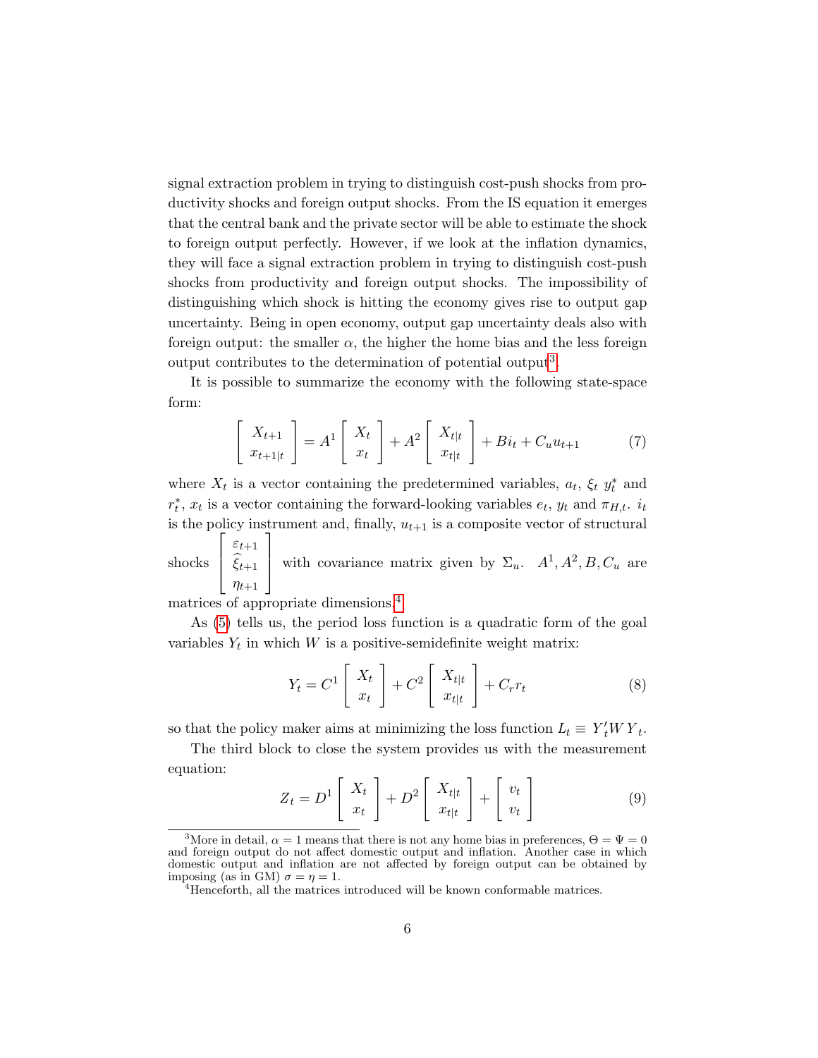signal extraction problem in trying to distinguish cost-push shocks from productivity shocks and foreign output shocks. From the IS equation it emerges that the central bank and the private sector will be able to estimate the shock to foreign output perfectly. However, if we look at the inflation dynamics, they will face a signal extraction problem in trying to distinguish cost-push shocks from productivity and foreign output shocks. The impossibility of distinguishing which shock is hitting the economy gives rise to output gap uncertainty. Being in open economy, output gap uncertainty deals also with foreign output: the smaller $\alpha$, the higher the home bias and the less foreign output contributes to the determination of potential output[3].

It is possible to summarize the economy with the following state-space form:

$$\begin{bmatrix} X_{t+1} \\ x_{t+1|t} \end{bmatrix} = A^1 \begin{bmatrix} X_t \\ x_t \end{bmatrix} + A^2 \begin{bmatrix} X_{t|t} \\ x_{t|t} \end{bmatrix} + Bi_t + C_u u_{t+1} \tag{7}$$

where $X_t$ is a vector containing the predetermined variables, $a_t$, $\xi_t$ $y_t^*$ and $r_t^*$, $x_t$ is a vector containing the forward-looking variables $e_t$, $y_t$ and $\pi_{H,t}$. $i_t$ is the policy instrument and, finally, $u_{t+1}$ is a composite vector of structural shocks $\begin{bmatrix} \varepsilon_{t+1} \\ \widehat{\xi}_{t+1} \\ \eta_{t+1} \end{bmatrix}$ with covariance matrix given by $\Sigma_u$. $A^1, A^2, B, C_u$ are matrices of appropriate dimensions.[4]

As (5) tells us, the period loss function is a quadratic form of the goal variables $Y_t$ in which $W$ is a positive-semidefinite weight matrix:

$$Y_t = C^1 \begin{bmatrix} X_t \\ x_t \end{bmatrix} + C^2 \begin{bmatrix} X_{t|t} \\ x_{t|t} \end{bmatrix} + C_r r_t \tag{8}$$

so that the policy maker aims at minimizing the loss function $L_t \equiv Y_t' W Y_t$.

The third block to close the system provides us with the measurement equation:

$$Z_t = D^1 \begin{bmatrix} X_t \\ x_t \end{bmatrix} + D^2 \begin{bmatrix} X_{t|t} \\ x_{t|t} \end{bmatrix} + \begin{bmatrix} v_t \\ v_t \end{bmatrix} \tag{9}$$

---

[3] More in detail, $\alpha = 1$ means that there is not any home bias in preferences, $\Theta = \Psi = 0$ and foreign output do not affect domestic output and inflation. Another case in which domestic output and inflation are not affected by foreign output can be obtained by imposing (as in GM) $\sigma = \eta = 1$.

[4] Henceforth, all the matrices introduced will be known conformable matrices.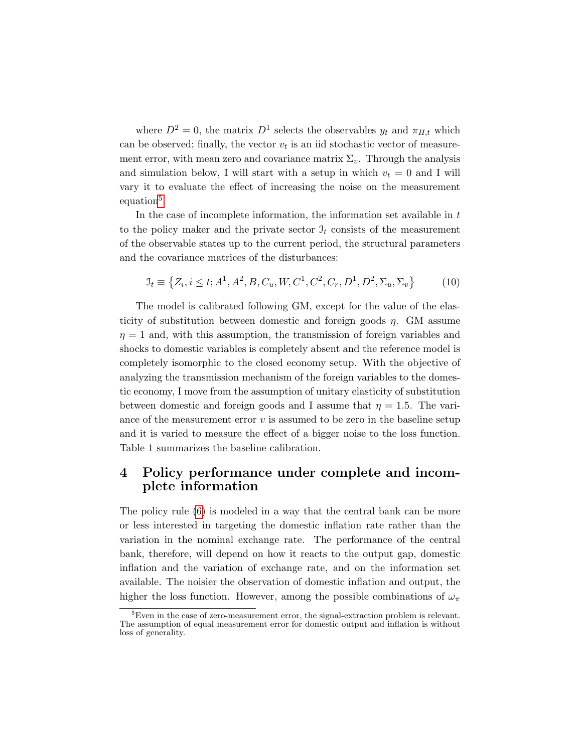where $D^2 = 0$, the matrix $D^1$ selects the observables $y_t$ and $\pi_{H,t}$ which can be observed; finally, the vector $v_t$ is an iid stochastic vector of measurement error, with mean zero and covariance matrix $\Sigma_v$. Through the analysis and simulation below, I will start with a setup in which $v_t = 0$ and I will vary it to evaluate the effect of increasing the noise on the measurement equation[5].

In the case of incomplete information, the information set available in $t$ to the policy maker and the private sector $\mathcal{I}_t$ consists of the measurement of the observable states up to the current period, the structural parameters and the covariance matrices of the disturbances:

$$\mathcal{I}_t \equiv \left\{Z_i, i \leq t; A^1, A^2, B, C_u, W, C^1, C^2, C_r, D^1, D^2, \Sigma_u, \Sigma_v\right\} \tag{10}$$

The model is calibrated following GM, except for the value of the elasticity of substitution between domestic and foreign goods $\eta$. GM assume $\eta = 1$ and, with this assumption, the transmission of foreign variables and shocks to domestic variables is completely absent and the reference model is completely isomorphic to the closed economy setup. With the objective of analyzing the transmission mechanism of the foreign variables to the domestic economy, I move from the assumption of unitary elasticity of substitution between domestic and foreign goods and I assume that $\eta = 1.5$. The variance of the measurement error $v$ is assumed to be zero in the baseline setup and it is varied to measure the effect of a bigger noise to the loss function. Table 1 summarizes the baseline calibration.

# 4 Policy performance under complete and incomplete information

The policy rule (6) is modeled in a way that the central bank can be more or less interested in targeting the domestic inflation rate rather than the variation in the nominal exchange rate. The performance of the central bank, therefore, will depend on how it reacts to the output gap, domestic inflation and the variation of exchange rate, and on the information set available. The noisier the observation of domestic inflation and output, the higher the loss function. However, among the possible combinations of $\omega_\pi$

[5] Even in the case of zero-measurement error, the signal-extraction problem is relevant. The assumption of equal measurement error for domestic output and inflation is without loss of generality.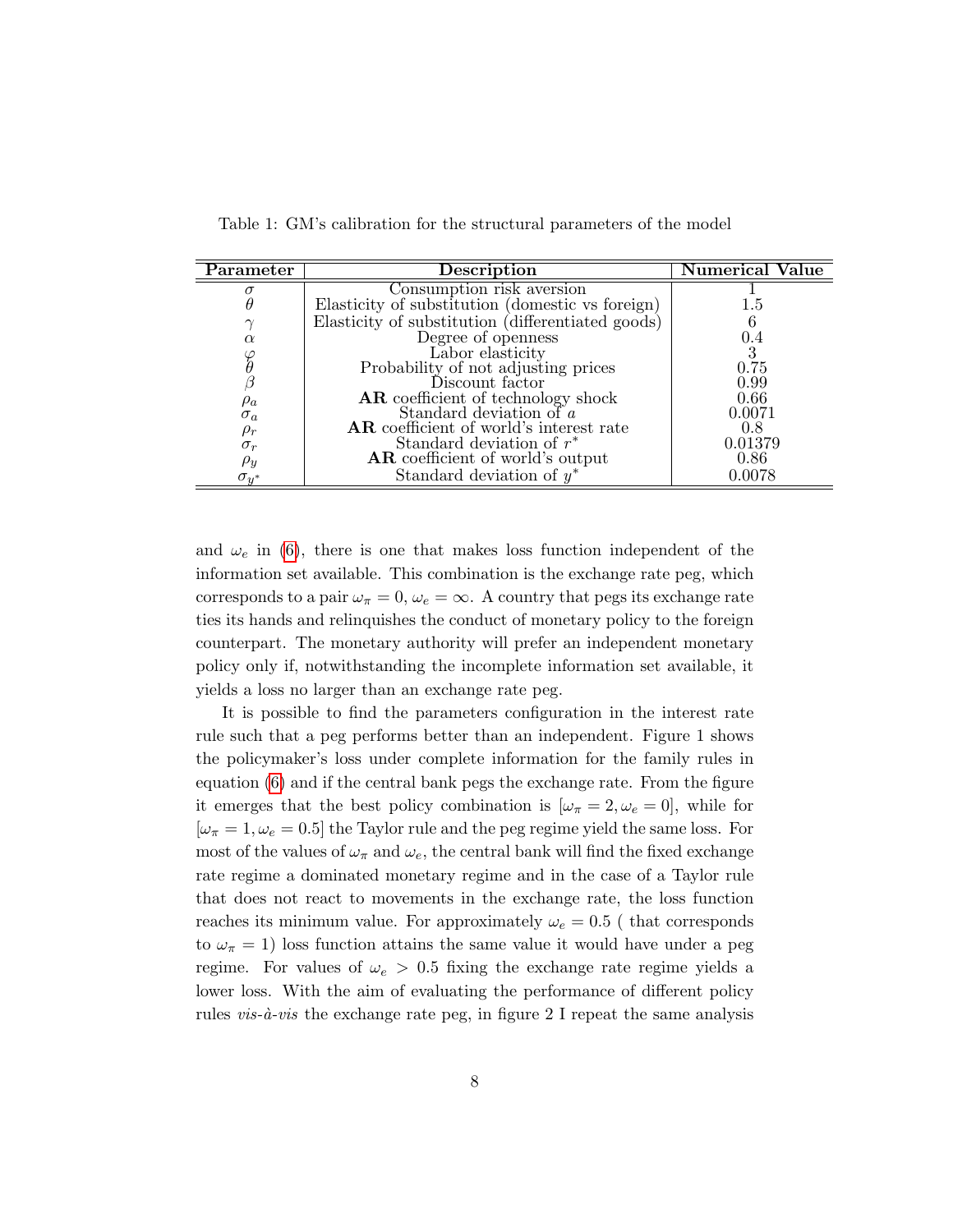Table 1: GM's calibration for the structural parameters of the model

| Parameter | Description | Numerical Value |
|---|---|---|
| $\sigma$ | Consumption risk aversion | 1 |
| $\theta$ | Elasticity of substitution (domestic vs foreign) | 1.5 |
| $\gamma$ | Elasticity of substitution (differentiated goods) | 6 |
| $\alpha$ | Degree of openness | 0.4 |
| $\varphi$ | Labor elasticity | 3 |
| $\theta$ | Probability of not adjusting prices | 0.75 |
| $\beta$ | Discount factor | 0.99 |
| $\rho_a$ | **AR** coefficient of technology shock | 0.66 |
| $\sigma_a$ | Standard deviation of $a$ | 0.0071 |
| $\rho_r$ | **AR** coefficient of world's interest rate | 0.8 |
| $\sigma_r$ | Standard deviation of $r^*$ | 0.01379 |
| $\rho_y$ | **AR** coefficient of world's output | 0.86 |
| $\sigma_{y^*}$ | Standard deviation of $y^*$ | 0.0078 |

and $\omega_e$ in (6), there is one that makes loss function independent of the information set available. This combination is the exchange rate peg, which corresponds to a pair $\omega_\pi = 0, \omega_e = \infty$. A country that pegs its exchange rate ties its hands and relinquishes the conduct of monetary policy to the foreign counterpart. The monetary authority will prefer an independent monetary policy only if, notwithstanding the incomplete information set available, it yields a loss no larger than an exchange rate peg.

It is possible to find the parameters configuration in the interest rate rule such that a peg performs better than an independent. Figure 1 shows the policymaker's loss under complete information for the family rules in equation (6) and if the central bank pegs the exchange rate. From the figure it emerges that the best policy combination is $[\omega_\pi = 2, \omega_e = 0]$, while for $[\omega_\pi = 1, \omega_e = 0.5]$ the Taylor rule and the peg regime yield the same loss. For most of the values of $\omega_\pi$ and $\omega_e$, the central bank will find the fixed exchange rate regime a dominated monetary regime and in the case of a Taylor rule that does not react to movements in the exchange rate, the loss function reaches its minimum value. For approximately $\omega_e = 0.5$ ( that corresponds to $\omega_\pi = 1$) loss function attains the same value it would have under a peg regime. For values of $\omega_e > 0.5$ fixing the exchange rate regime yields a lower loss. With the aim of evaluating the performance of different policy rules *vis-à-vis* the exchange rate peg, in figure 2 I repeat the same analysis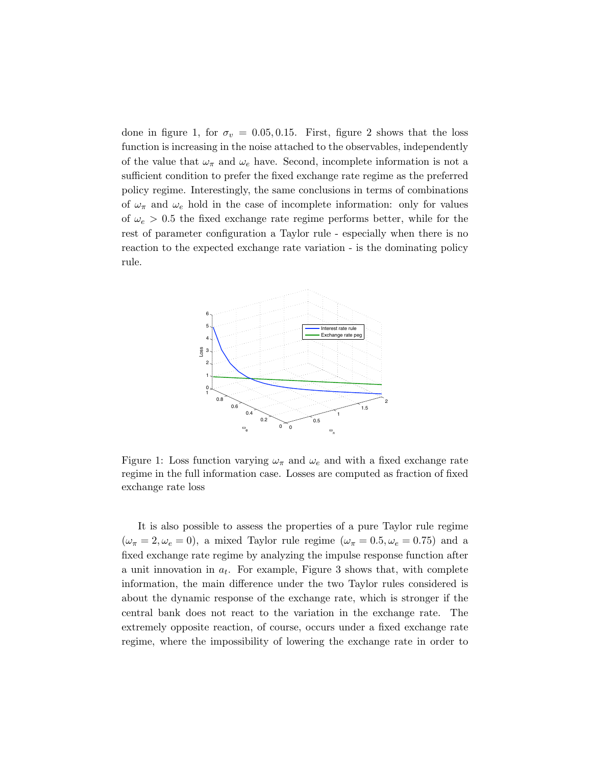done in figure 1, for $\sigma_v = 0.05, 0.15$. First, figure 2 shows that the loss function is increasing in the noise attached to the observables, independently of the value that $\omega_\pi$ and $\omega_e$ have. Second, incomplete information is not a sufficient condition to prefer the fixed exchange rate regime as the preferred policy regime. Interestingly, the same conclusions in terms of combinations of $\omega_\pi$ and $\omega_e$ hold in the case of incomplete information: only for values of $\omega_e > 0.5$ the fixed exchange rate regime performs better, while for the rest of parameter configuration a Taylor rule - especially when there is no reaction to the expected exchange rate variation - is the dominating policy rule.

Figure 1: Loss function varying $\omega_\pi$ and $\omega_e$ and with a fixed exchange rate regime in the full information case. Losses are computed as fraction of fixed exchange rate loss

It is also possible to assess the properties of a pure Taylor rule regime ($\omega_\pi = 2, \omega_e = 0$), a mixed Taylor rule regime ($\omega_\pi = 0.5, \omega_e = 0.75$) and a fixed exchange rate regime by analyzing the impulse response function after a unit innovation in $a_t$. For example, Figure 3 shows that, with complete information, the main difference under the two Taylor rules considered is about the dynamic response of the exchange rate, which is stronger if the central bank does not react to the variation in the exchange rate. The extremely opposite reaction, of course, occurs under a fixed exchange rate regime, where the impossibility of lowering the exchange rate in order to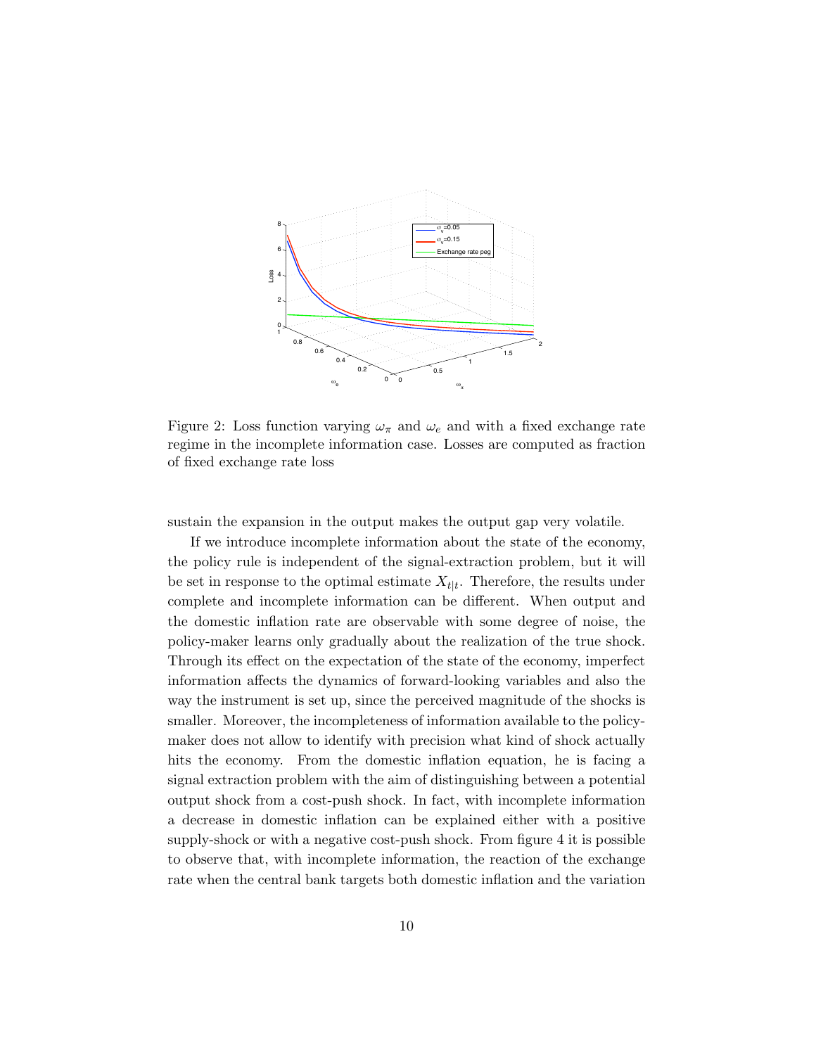Figure 2: Loss function varying $\omega_\pi$ and $\omega_e$ and with a fixed exchange rate regime in the incomplete information case. Losses are computed as fraction of fixed exchange rate loss

sustain the expansion in the output makes the output gap very volatile.

If we introduce incomplete information about the state of the economy, the policy rule is independent of the signal-extraction problem, but it will be set in response to the optimal estimate $X_{t|t}$. Therefore, the results under complete and incomplete information can be different. When output and the domestic inflation rate are observable with some degree of noise, the policy-maker learns only gradually about the realization of the true shock. Through its effect on the expectation of the state of the economy, imperfect information affects the dynamics of forward-looking variables and also the way the instrument is set up, since the perceived magnitude of the shocks is smaller. Moreover, the incompleteness of information available to the policy-maker does not allow to identify with precision what kind of shock actually hits the economy. From the domestic inflation equation, he is facing a signal extraction problem with the aim of distinguishing between a potential output shock from a cost-push shock. In fact, with incomplete information a decrease in domestic inflation can be explained either with a positive supply-shock or with a negative cost-push shock. From figure 4 it is possible to observe that, with incomplete information, the reaction of the exchange rate when the central bank targets both domestic inflation and the variation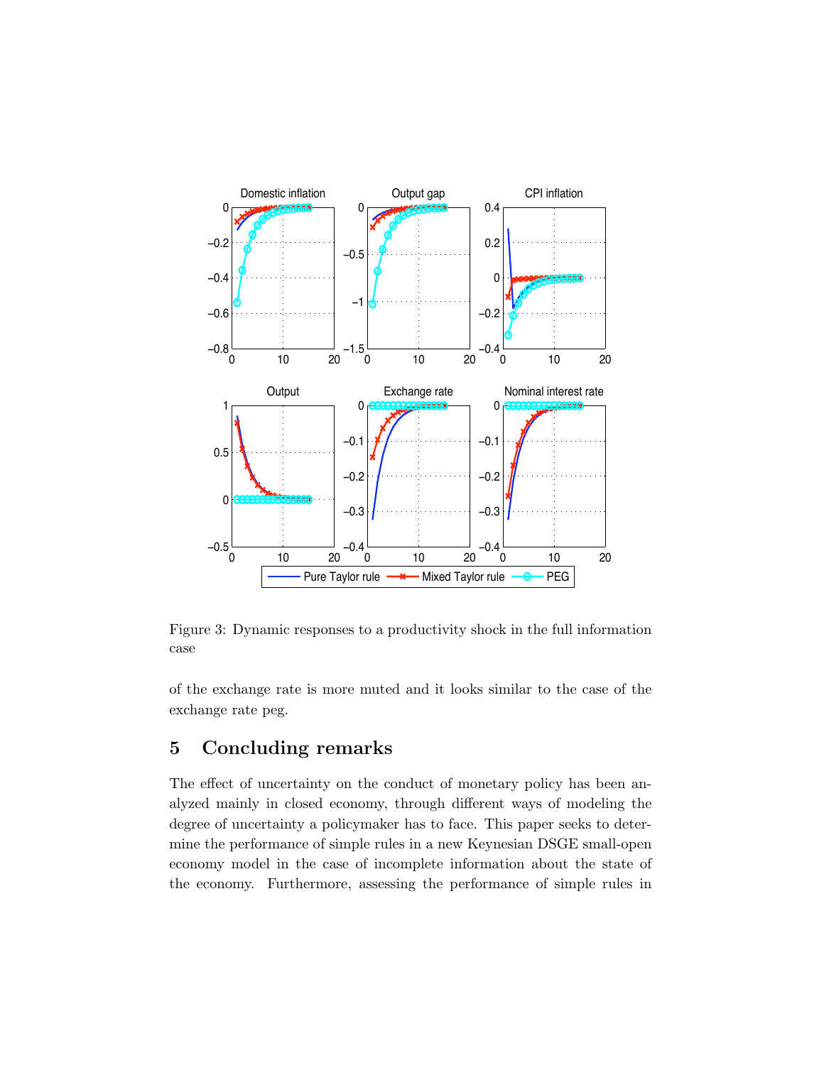Figure 3: Dynamic responses to a productivity shock in the full information case

of the exchange rate is more muted and it looks similar to the case of the exchange rate peg.

## 5 Concluding remarks

The effect of uncertainty on the conduct of monetary policy has been analyzed mainly in closed economy, through different ways of modeling the degree of uncertainty a policymaker has to face. This paper seeks to determine the performance of simple rules in a new Keynesian DSGE small-open economy model in the case of incomplete information about the state of the economy. Furthermore, assessing the performance of simple rules in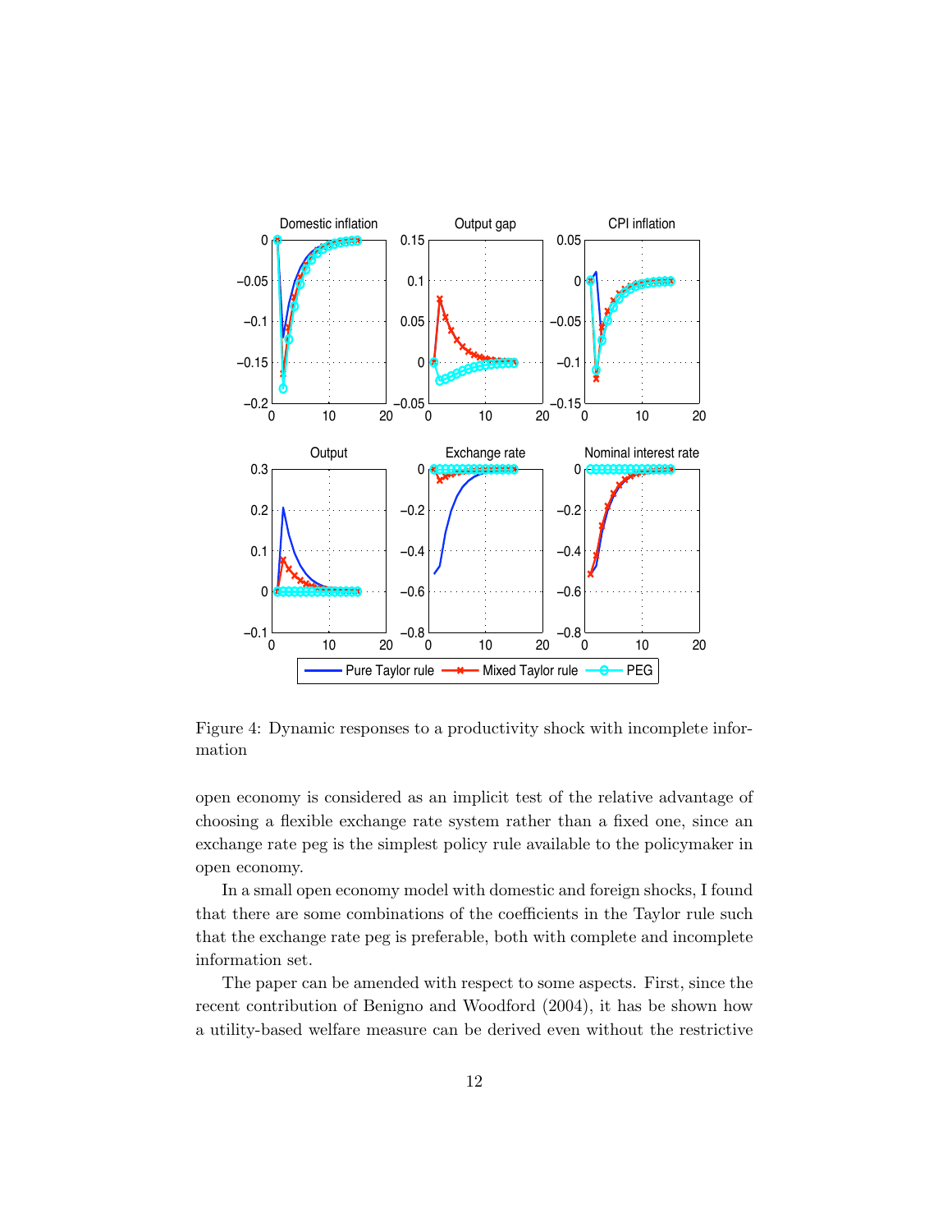Figure 4: Dynamic responses to a productivity shock with incomplete information

open economy is considered as an implicit test of the relative advantage of choosing a flexible exchange rate system rather than a fixed one, since an exchange rate peg is the simplest policy rule available to the policymaker in open economy.

In a small open economy model with domestic and foreign shocks, I found that there are some combinations of the coefficients in the Taylor rule such that the exchange rate peg is preferable, both with complete and incomplete information set.

The paper can be amended with respect to some aspects. First, since the recent contribution of Benigno and Woodford (2004), it has be shown how a utility-based welfare measure can be derived even without the restrictive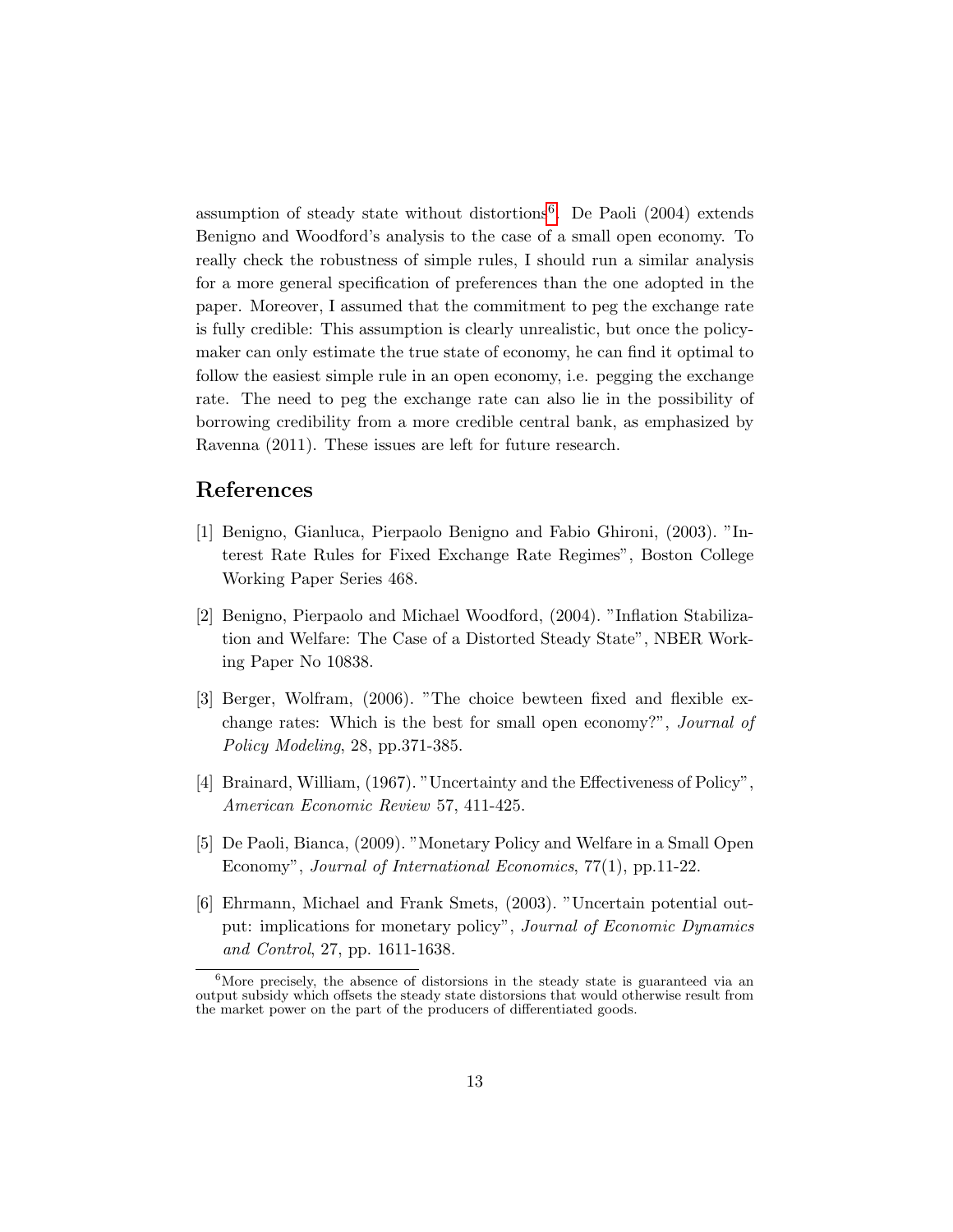assumption of steady state without distortions[6]. De Paoli (2004) extends Benigno and Woodford's analysis to the case of a small open economy. To really check the robustness of simple rules, I should run a similar analysis for a more general specification of preferences than the one adopted in the paper. Moreover, I assumed that the commitment to peg the exchange rate is fully credible: This assumption is clearly unrealistic, but once the policymaker can only estimate the true state of economy, he can find it optimal to follow the easiest simple rule in an open economy, i.e. pegging the exchange rate. The need to peg the exchange rate can also lie in the possibility of borrowing credibility from a more credible central bank, as emphasized by Ravenna (2011). These issues are left for future research.

## References

[1] Benigno, Gianluca, Pierpaolo Benigno and Fabio Ghironi, (2003). "Interest Rate Rules for Fixed Exchange Rate Regimes", Boston College Working Paper Series 468.

[2] Benigno, Pierpaolo and Michael Woodford, (2004). "Inflation Stabilization and Welfare: The Case of a Distorted Steady State", NBER Working Paper No 10838.

[3] Berger, Wolfram, (2006). "The choice bewteen fixed and flexible exchange rates: Which is the best for small open economy?", *Journal of Policy Modeling*, 28, pp.371-385.

[4] Brainard, William, (1967). "Uncertainty and the Effectiveness of Policy", *American Economic Review* 57, 411-425.

[5] De Paoli, Bianca, (2009). "Monetary Policy and Welfare in a Small Open Economy", *Journal of International Economics*, 77(1), pp.11-22.

[6] Ehrmann, Michael and Frank Smets, (2003). "Uncertain potential output: implications for monetary policy", *Journal of Economic Dynamics and Control*, 27, pp. 1611-1638.

[6] More precisely, the absence of distorsions in the steady state is guaranteed via an output subsidy which offsets the steady state distorsions that would otherwise result from the market power on the part of the producers of differentiated goods.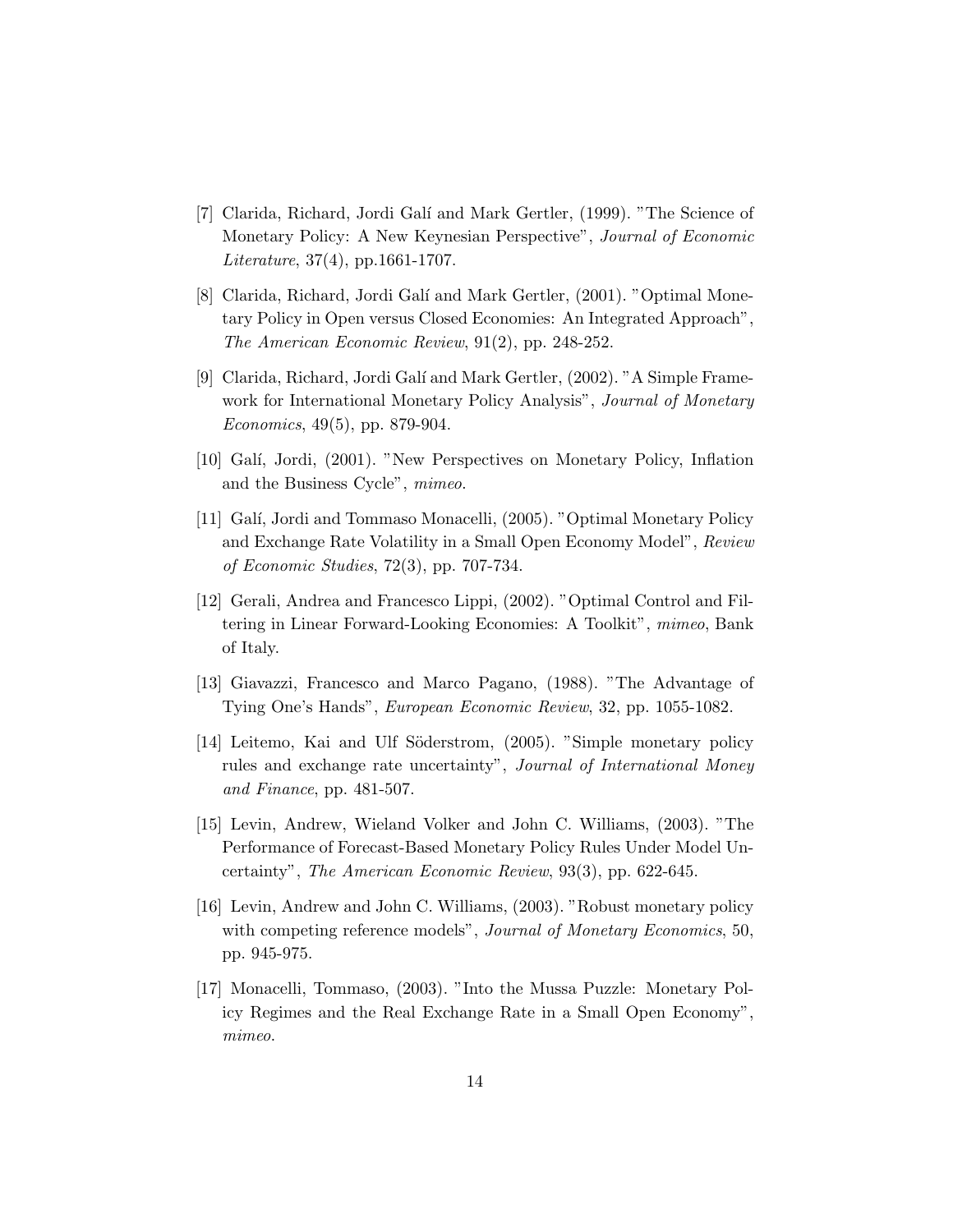[7] Clarida, Richard, Jordi Galí and Mark Gertler, (1999). "The Science of Monetary Policy: A New Keynesian Perspective", *Journal of Economic Literature*, 37(4), pp.1661-1707.

[8] Clarida, Richard, Jordi Galí and Mark Gertler, (2001). "Optimal Monetary Policy in Open versus Closed Economies: An Integrated Approach", *The American Economic Review*, 91(2), pp. 248-252.

[9] Clarida, Richard, Jordi Galí and Mark Gertler, (2002). "A Simple Framework for International Monetary Policy Analysis", *Journal of Monetary Economics*, 49(5), pp. 879-904.

[10] Galí, Jordi, (2001). "New Perspectives on Monetary Policy, Inflation and the Business Cycle", *mimeo*.

[11] Galí, Jordi and Tommaso Monacelli, (2005). "Optimal Monetary Policy and Exchange Rate Volatility in a Small Open Economy Model", *Review of Economic Studies*, 72(3), pp. 707-734.

[12] Gerali, Andrea and Francesco Lippi, (2002). "Optimal Control and Filtering in Linear Forward-Looking Economies: A Toolkit", *mimeo*, Bank of Italy.

[13] Giavazzi, Francesco and Marco Pagano, (1988). "The Advantage of Tying One's Hands", *European Economic Review*, 32, pp. 1055-1082.

[14] Leitemo, Kai and Ulf Söderstrom, (2005). "Simple monetary policy rules and exchange rate uncertainty", *Journal of International Money and Finance*, pp. 481-507.

[15] Levin, Andrew, Wieland Volker and John C. Williams, (2003). "The Performance of Forecast-Based Monetary Policy Rules Under Model Uncertainty", *The American Economic Review*, 93(3), pp. 622-645.

[16] Levin, Andrew and John C. Williams, (2003). "Robust monetary policy with competing reference models", *Journal of Monetary Economics*, 50, pp. 945-975.

[17] Monacelli, Tommaso, (2003). "Into the Mussa Puzzle: Monetary Policy Regimes and the Real Exchange Rate in a Small Open Economy", *mimeo*.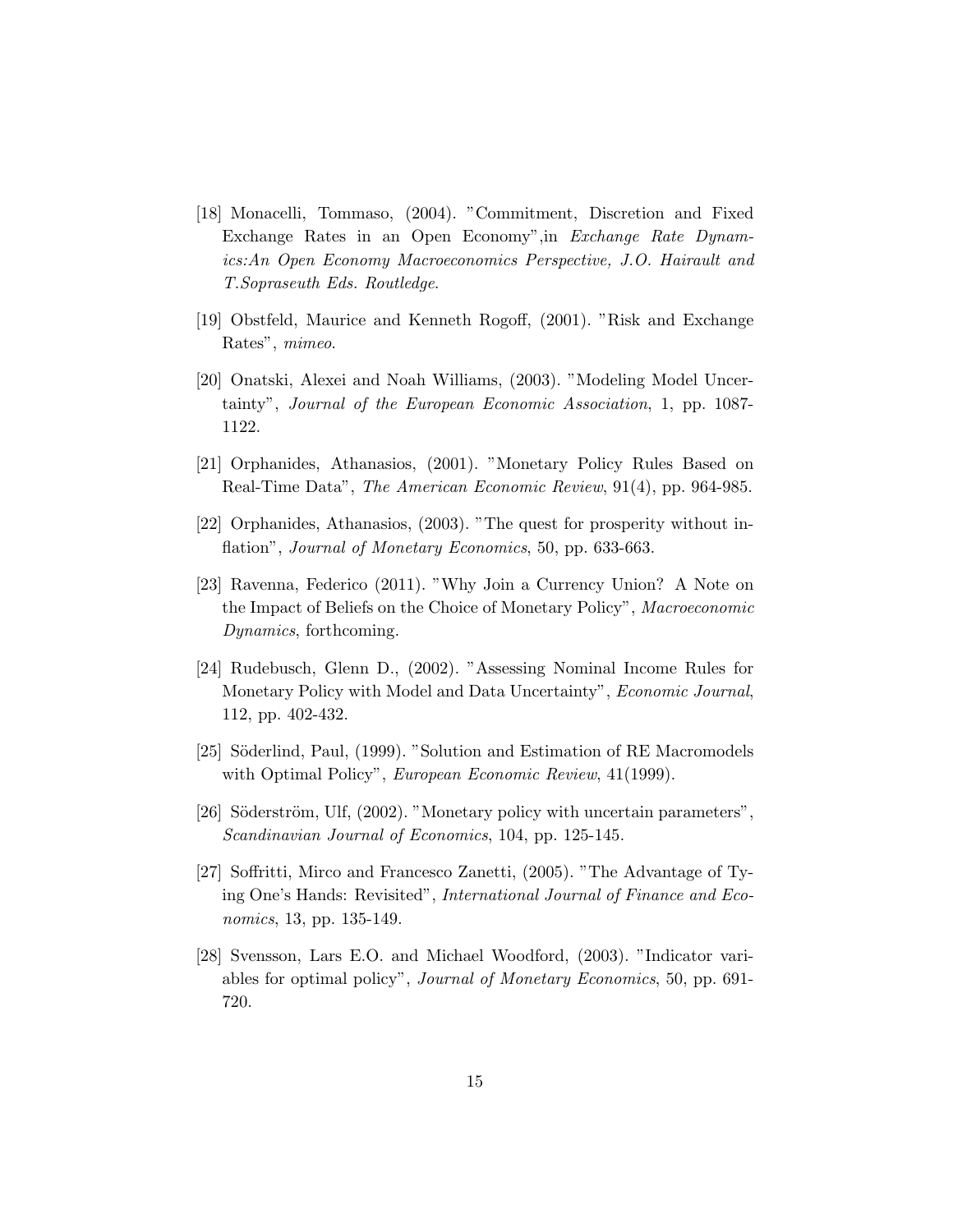[18] Monacelli, Tommaso, (2004). "Commitment, Discretion and Fixed Exchange Rates in an Open Economy",in *Exchange Rate Dynamics:An Open Economy Macroeconomics Perspective, J.O. Hairault and T.Sopraseuth Eds. Routledge*.

[19] Obstfeld, Maurice and Kenneth Rogoff, (2001). "Risk and Exchange Rates", *mimeo*.

[20] Onatski, Alexei and Noah Williams, (2003). "Modeling Model Uncertainty", *Journal of the European Economic Association*, 1, pp. 1087-1122.

[21] Orphanides, Athanasios, (2001). "Monetary Policy Rules Based on Real-Time Data", *The American Economic Review*, 91(4), pp. 964-985.

[22] Orphanides, Athanasios, (2003). "The quest for prosperity without inflation", *Journal of Monetary Economics*, 50, pp. 633-663.

[23] Ravenna, Federico (2011). "Why Join a Currency Union? A Note on the Impact of Beliefs on the Choice of Monetary Policy", *Macroeconomic Dynamics*, forthcoming.

[24] Rudebusch, Glenn D., (2002). "Assessing Nominal Income Rules for Monetary Policy with Model and Data Uncertainty", *Economic Journal*, 112, pp. 402-432.

[25] Söderlind, Paul, (1999). "Solution and Estimation of RE Macromodels with Optimal Policy", *European Economic Review*, 41(1999).

[26] Söderström, Ulf, (2002). "Monetary policy with uncertain parameters", *Scandinavian Journal of Economics*, 104, pp. 125-145.

[27] Soffritti, Mirco and Francesco Zanetti, (2005). "The Advantage of Tying One's Hands: Revisited", *International Journal of Finance and Economics*, 13, pp. 135-149.

[28] Svensson, Lars E.O. and Michael Woodford, (2003). "Indicator variables for optimal policy", *Journal of Monetary Economics*, 50, pp. 691-720.